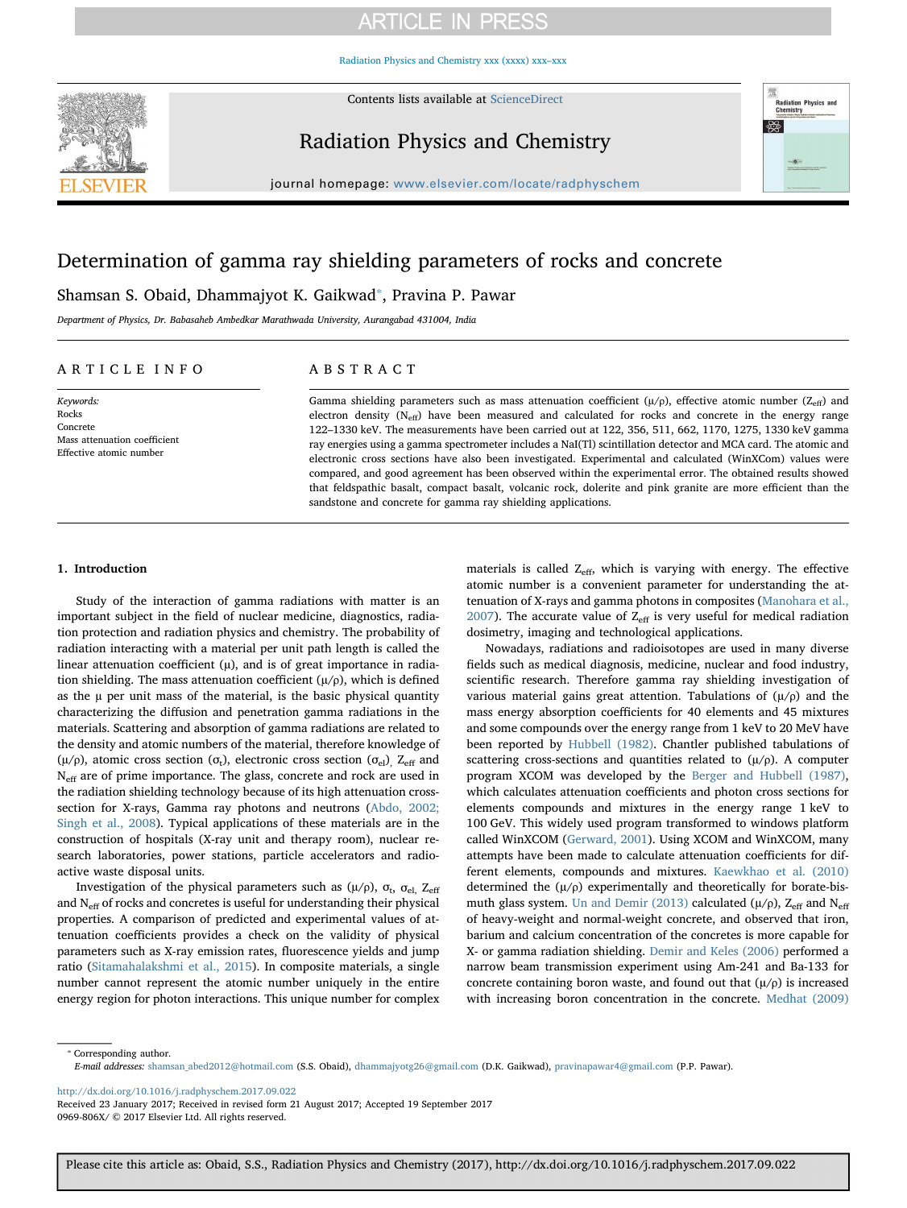# Determination of gamma ray shielding parameters of rocks and concrete

Shamsan S. Obaid, Dhammajyot K. Gaikwad*, Pravina P. Pawar

*Department of Physics, Dr. Babasaheb Ambedkar Marathwada University, Aurangabad 431004, India*

## ARTICLE INFO

*Keywords:*
Rocks
Concrete
Mass attenuation coefficient
Effective atomic number

## ABSTRACT

Gamma shielding parameters such as mass attenuation coefficient ($\mu/\rho$), effective atomic number ($Z_{eff}$) and electron density ($N_{eff}$) have been measured and calculated for rocks and concrete in the energy range 122–1330 keV. The measurements have been carried out at 122, 356, 511, 662, 1170, 1275, 1330 keV gamma ray energies using a gamma spectrometer includes a NaI(Tl) scintillation detector and MCA card. The atomic and electronic cross sections have also been investigated. Experimental and calculated (WinXCom) values were compared, and good agreement has been observed within the experimental error. The obtained results showed that feldspathic basalt, compact basalt, volcanic rock, dolerite and pink granite are more efficient than the sandstone and concrete for gamma ray shielding applications.

## 1. Introduction

Study of the interaction of gamma radiations with matter is an important subject in the field of nuclear medicine, diagnostics, radiation protection and radiation physics and chemistry. The probability of radiation interacting with a material per unit path length is called the linear attenuation coefficient ($\mu$), and is of great importance in radiation shielding. The mass attenuation coefficient ($\mu/\rho$), which is defined as the $\mu$ per unit mass of the material, is the basic physical quantity characterizing the diffusion and penetration gamma radiations in the materials. Scattering and absorption of gamma radiations are related to the density and atomic numbers of the material, therefore knowledge of ($\mu/\rho$), atomic cross section ($\sigma_t$), electronic cross section ($\sigma_{el}$), $Z_{eff}$ and $N_{eff}$ are of prime importance. The glass, concrete and rock are used in the radiation shielding technology because of its high attenuation cross-section for X-rays, Gamma ray photons and neutrons (Abdo, 2002; Singh et al., 2008). Typical applications of these materials are in the construction of hospitals (X-ray unit and therapy room), nuclear research laboratories, power stations, particle accelerators and radioactive waste disposal units.

Investigation of the physical parameters such as ($\mu/\rho$), $\sigma_t$, $\sigma_{el}$, $Z_{eff}$ and $N_{eff}$ of rocks and concretes is useful for understanding their physical properties. A comparison of predicted and experimental values of attenuation coefficients provides a check on the validity of physical parameters such as X-ray emission rates, fluorescence yields and jump ratio (Sitamahalakshmi et al., 2015). In composite materials, a single number cannot represent the atomic number uniquely in the entire energy region for photon interactions. This unique number for complex materials is called $Z_{eff}$, which is varying with energy. The effective atomic number is a convenient parameter for understanding the attenuation of X-rays and gamma photons in composites (Manohara et al., 2007). The accurate value of $Z_{eff}$ is very useful for medical radiation dosimetry, imaging and technological applications.

Nowadays, radiations and radioisotopes are used in many diverse fields such as medical diagnosis, medicine, nuclear and food industry, scientific research. Therefore gamma ray shielding investigation of various material gains great attention. Tabulations of ($\mu/\rho$) and the mass energy absorption coefficients for 40 elements and 45 mixtures and some compounds over the energy range from 1 keV to 20 MeV have been reported by Hubbell (1982). Chantler published tabulations of scattering cross-sections and quantities related to ($\mu/\rho$). A computer program XCOM was developed by the Berger and Hubbell (1987), which calculates attenuation coefficients and photon cross sections for elements compounds and mixtures in the energy range 1 keV to 100 GeV. This widely used program transformed to windows platform called WinXCOM (Gerward, 2001). Using XCOM and WinXCOM, many attempts have been made to calculate attenuation coefficients for different elements, compounds and mixtures. Kaewkhao et al. (2010) determined the ($\mu/\rho$) experimentally and theoretically for borate-bismuth glass system. Un and Demir (2013) calculated ($\mu/\rho$), $Z_{eff}$ and $N_{eff}$ of heavy-weight and normal-weight concrete, and observed that iron, barium and calcium concentration of the concretes is more capable for X- or gamma radiation shielding. Demir and Keles (2006) performed a narrow beam transmission experiment using Am-241 and Ba-133 for concrete containing boron waste, and found out that ($\mu/\rho$) is increased with increasing boron concentration in the concrete. Medhat (2009)

---

* Corresponding author.
*E-mail addresses:* shamsan_abed2012@hotmail.com (S.S. Obaid), dhammajyotg26@gmail.com (D.K. Gaikwad), pravinapawar4@gmail.com (P.P. Pawar).

http://dx.doi.org/10.1016/j.radphyschem.2017.09.022
Received 23 January 2017; Received in revised form 21 August 2017; Accepted 19 September 2017
0969-806X/ © 2017 Elsevier Ltd. All rights reserved.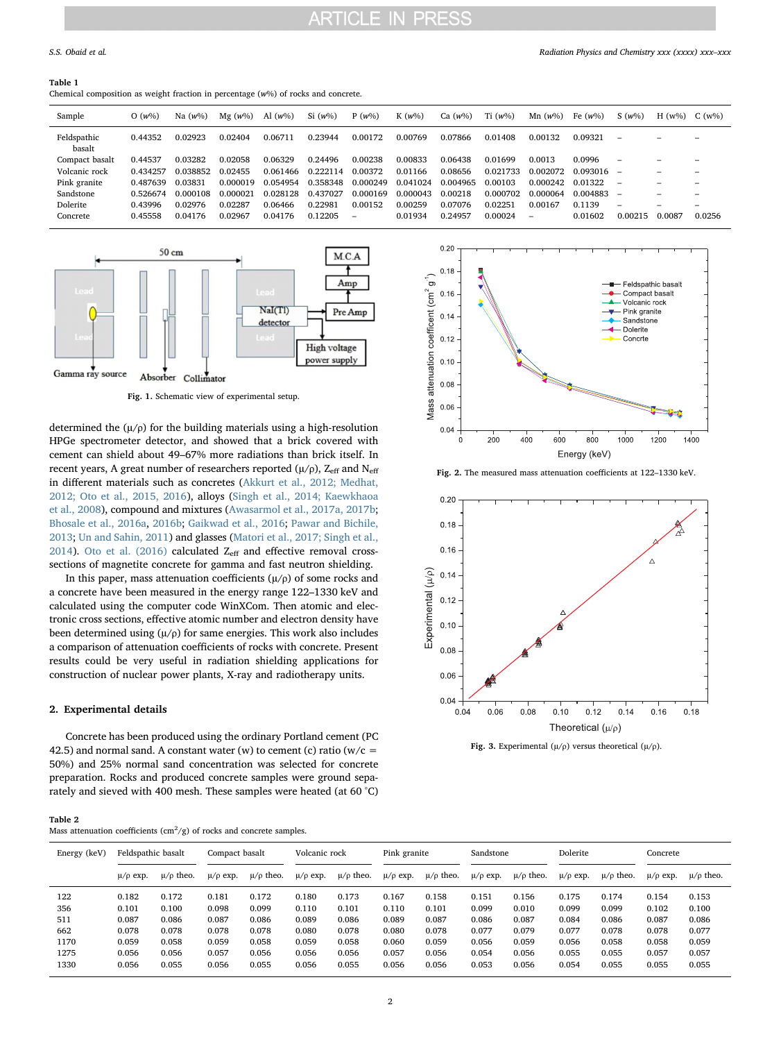**Table 1**
Chemical composition as weight fraction in percentage ($w$%) of rocks and concrete.

| Sample | O ($w$%) | Na ($w$%) | Mg ($w$%) | Al ($w$%) | Si ($w$%) | P ($w$%) | K ($w$%) | Ca ($w$%) | Ti ($w$%) | Mn ($w$%) | Fe ($w$%) | S ($w$%) | H ($w$%) | C ($w$%) |
|---|---|---|---|---|---|---|---|---|---|---|---|---|---|---|
| Feldspathic basalt | 0.44352 | 0.02923 | 0.02404 | 0.06711 | 0.23944 | 0.00172 | 0.00769 | 0.07866 | 0.01408 | 0.00132 | 0.09321 | – | – | – |
| Compact basalt | 0.44537 | 0.03282 | 0.02058 | 0.06329 | 0.24496 | 0.00238 | 0.00833 | 0.06438 | 0.01699 | 0.0013 | 0.0996 | – | – | – |
| Volcanic rock | 0.434257 | 0.038852 | 0.02455 | 0.061466 | 0.222114 | 0.00372 | 0.01166 | 0.08656 | 0.021733 | 0.002072 | 0.093016 | – | – | – |
| Pink granite | 0.487639 | 0.03831 | 0.000019 | 0.054954 | 0.358348 | 0.000249 | 0.041024 | 0.004965 | 0.00103 | 0.000242 | 0.01322 | – | – | – |
| Sandstone | 0.526674 | 0.000108 | 0.000021 | 0.028128 | 0.437027 | 0.000169 | 0.000043 | 0.00218 | 0.000702 | 0.000064 | 0.004883 | – | – | – |
| Dolerite | 0.43996 | 0.02976 | 0.02287 | 0.06466 | 0.22981 | 0.00152 | 0.00259 | 0.07076 | 0.02251 | 0.00167 | 0.1139 | – | – | – |
| Concrete | 0.45558 | 0.04176 | 0.02967 | 0.04176 | 0.12205 | – | 0.01934 | 0.24957 | 0.00024 | – | 0.01602 | 0.00215 | 0.0087 | 0.0256 |

**Fig. 1.** Schematic view of experimental setup.

determined the (μ/ρ) for the building materials using a high-resolution HPGe spectrometer detector, and showed that a brick covered with cement can shield about 49–67% more radiations than brick itself. In recent years, A great number of researchers reported (μ/ρ), $Z_{eff}$ and $N_{eff}$ in different materials such as concretes (Akkurt et al., 2012; Medhat, 2012; Oto et al., 2015, 2016), alloys (Singh et al., 2014; Kaewkhaoa et al., 2008), compound and mixtures (Awasarmol et al., 2017a, 2017b; Bhosale et al., 2016a, 2016b; Gaikwad et al., 2016; Pawar and Bichile, 2013; Un and Sahin, 2011) and glasses (Matori et al., 2017; Singh et al., 2014). Oto et al. (2016) calculated $Z_{eff}$ and effective removal cross-sections of magnetite concrete for gamma and fast neutron shielding.

In this paper, mass attenuation coefficients (μ/ρ) of some rocks and a concrete have been measured in the energy range 122–1330 keV and calculated using the computer code WinXCom. Then atomic and electronic cross sections, effective atomic number and electron density have been determined using (μ/ρ) for same energies. This work also includes a comparison of attenuation coefficients of rocks with concrete. Present results could be very useful in radiation shielding applications for construction of nuclear power plants, X-ray and radiotherapy units.

## 2. Experimental details

Concrete has been produced using the ordinary Portland cement (PC 42.5) and normal sand. A constant water (w) to cement (c) ratio (w/c = 50%) and 25% normal sand concentration was selected for concrete preparation. Rocks and produced concrete samples were ground separately and sieved with 400 mesh. These samples were heated (at 60 °C)

**Fig. 2.** The measured mass attenuation coefficients at 122–1330 keV.

**Fig. 3.** Experimental (μ/ρ) versus theoretical (μ/ρ).

**Table 2**
Mass attenuation coefficients ($cm^2/g$) of rocks and concrete samples.

| Energy (keV) | Feldspathic basalt | | Compact basalt | | Volcanic rock | | Pink granite | | Sandstone | | Dolerite | | Concrete | |
|---|---|---|---|---|---|---|---|---|---|---|---|---|---|---|
| | μ/ρ exp. | μ/ρ theo. | μ/ρ exp. | μ/ρ theo. | μ/ρ exp. | μ/ρ theo. | μ/ρ exp. | μ/ρ theo. | μ/ρ exp. | μ/ρ theo. | μ/ρ exp. | μ/ρ theo. | μ/ρ exp. | μ/ρ theo. |
| 122 | 0.182 | 0.172 | 0.181 | 0.172 | 0.180 | 0.173 | 0.167 | 0.158 | 0.151 | 0.156 | 0.175 | 0.174 | 0.154 | 0.153 |
| 356 | 0.101 | 0.100 | 0.098 | 0.099 | 0.110 | 0.101 | 0.110 | 0.101 | 0.099 | 0.010 | 0.099 | 0.099 | 0.102 | 0.100 |
| 511 | 0.087 | 0.086 | 0.087 | 0.086 | 0.089 | 0.086 | 0.089 | 0.087 | 0.086 | 0.087 | 0.084 | 0.086 | 0.087 | 0.086 |
| 662 | 0.078 | 0.078 | 0.078 | 0.078 | 0.080 | 0.078 | 0.080 | 0.078 | 0.077 | 0.079 | 0.077 | 0.078 | 0.078 | 0.077 |
| 1170 | 0.059 | 0.058 | 0.059 | 0.058 | 0.059 | 0.058 | 0.060 | 0.059 | 0.056 | 0.059 | 0.056 | 0.058 | 0.058 | 0.059 |
| 1275 | 0.056 | 0.056 | 0.057 | 0.056 | 0.056 | 0.056 | 0.057 | 0.056 | 0.054 | 0.056 | 0.055 | 0.055 | 0.057 | 0.057 |
| 1330 | 0.056 | 0.055 | 0.056 | 0.055 | 0.056 | 0.055 | 0.056 | 0.056 | 0.053 | 0.056 | 0.054 | 0.055 | 0.055 | 0.055 |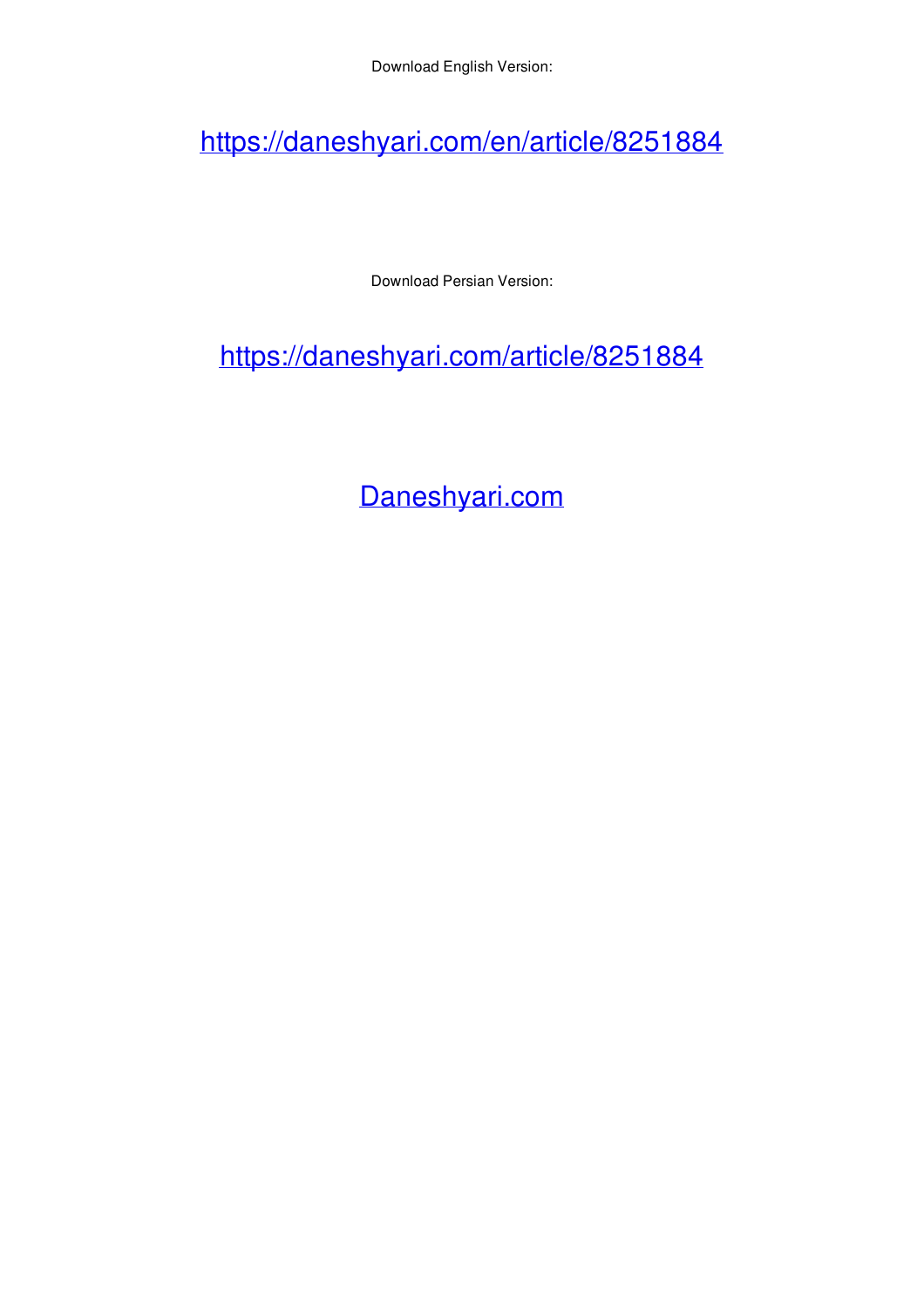Download English Version:

https://daneshyari.com/en/article/8251884

Download Persian Version:

https://daneshyari.com/article/8251884

Daneshyari.com